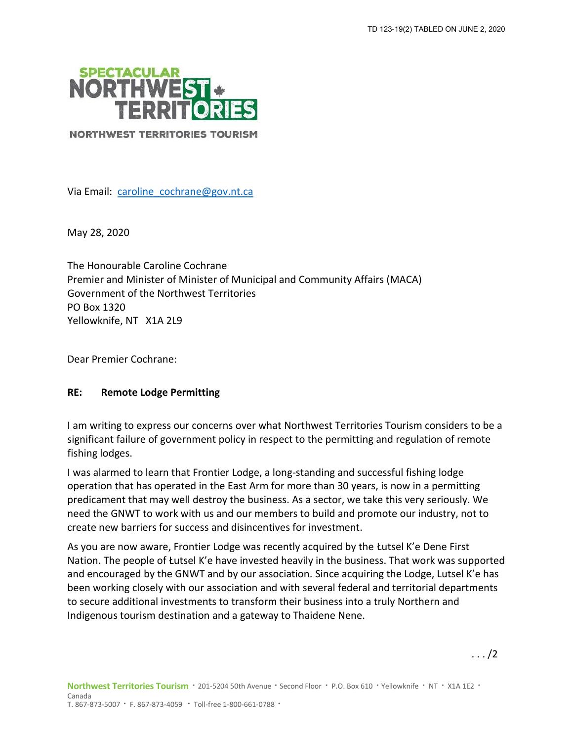TD 123-19(2) TABLED ON JUNE 2, 2020

SPECTACULAR NORTHWEST TERRITORIES

NORTHWEST TERRITORIES TOURISM

Via Email: caroline_cochrane@gov.nt.ca

May 28, 2020

The Honourable Caroline Cochrane
Premier and Minister of Minister of Municipal and Community Affairs (MACA)
Government of the Northwest Territories
PO Box 1320
Yellowknife, NT X1A 2L9

Dear Premier Cochrane:

**RE: Remote Lodge Permitting**

I am writing to express our concerns over what Northwest Territories Tourism considers to be a significant failure of government policy in respect to the permitting and regulation of remote fishing lodges.

I was alarmed to learn that Frontier Lodge, a long-standing and successful fishing lodge operation that has operated in the East Arm for more than 30 years, is now in a permitting predicament that may well destroy the business. As a sector, we take this very seriously. We need the GNWT to work with us and our members to build and promote our industry, not to create new barriers for success and disincentives for investment.

As you are now aware, Frontier Lodge was recently acquired by the Łutsel K'e Dene First Nation. The people of Łutsel K'e have invested heavily in the business. That work was supported and encouraged by the GNWT and by our association. Since acquiring the Lodge, Lutsel K'e has been working closely with our association and with several federal and territorial departments to secure additional investments to transform their business into a truly Northern and Indigenous tourism destination and a gateway to Thaidene Nene.

. . . /2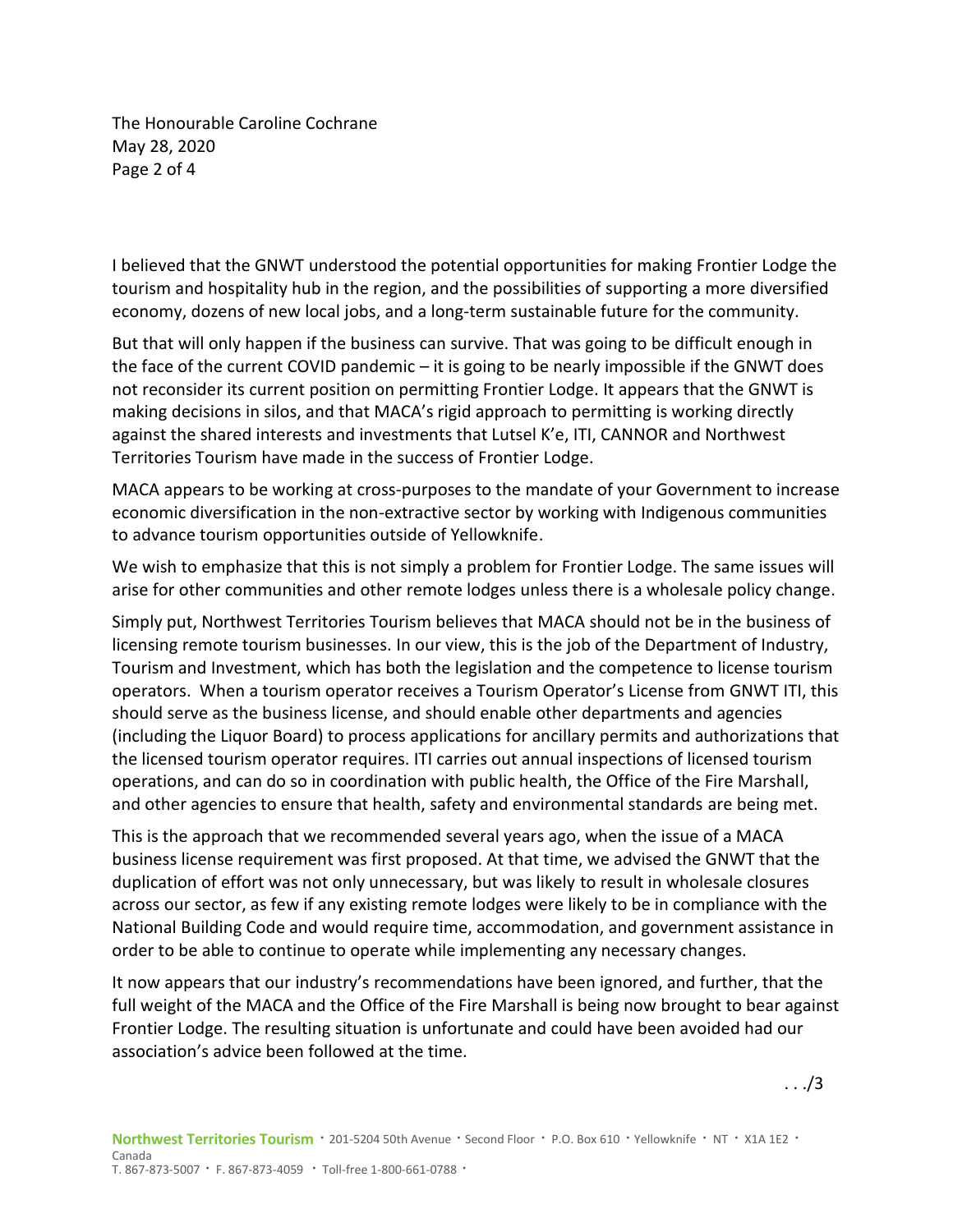I believed that the GNWT understood the potential opportunities for making Frontier Lodge the tourism and hospitality hub in the region, and the possibilities of supporting a more diversified economy, dozens of new local jobs, and a long-term sustainable future for the community.

But that will only happen if the business can survive. That was going to be difficult enough in the face of the current COVID pandemic – it is going to be nearly impossible if the GNWT does not reconsider its current position on permitting Frontier Lodge. It appears that the GNWT is making decisions in silos, and that MACA's rigid approach to permitting is working directly against the shared interests and investments that Lutsel K'e, ITI, CANNOR and Northwest Territories Tourism have made in the success of Frontier Lodge.

MACA appears to be working at cross-purposes to the mandate of your Government to increase economic diversification in the non-extractive sector by working with Indigenous communities to advance tourism opportunities outside of Yellowknife.

We wish to emphasize that this is not simply a problem for Frontier Lodge. The same issues will arise for other communities and other remote lodges unless there is a wholesale policy change.

Simply put, Northwest Territories Tourism believes that MACA should not be in the business of licensing remote tourism businesses. In our view, this is the job of the Department of Industry, Tourism and Investment, which has both the legislation and the competence to license tourism operators. When a tourism operator receives a Tourism Operator's License from GNWT ITI, this should serve as the business license, and should enable other departments and agencies (including the Liquor Board) to process applications for ancillary permits and authorizations that the licensed tourism operator requires. ITI carries out annual inspections of licensed tourism operations, and can do so in coordination with public health, the Office of the Fire Marshall, and other agencies to ensure that health, safety and environmental standards are being met.

This is the approach that we recommended several years ago, when the issue of a MACA business license requirement was first proposed. At that time, we advised the GNWT that the duplication of effort was not only unnecessary, but was likely to result in wholesale closures across our sector, as few if any existing remote lodges were likely to be in compliance with the National Building Code and would require time, accommodation, and government assistance in order to be able to continue to operate while implementing any necessary changes.

It now appears that our industry's recommendations have been ignored, and further, that the full weight of the MACA and the Office of the Fire Marshall is being now brought to bear against Frontier Lodge. The resulting situation is unfortunate and could have been avoided had our association's advice been followed at the time.

. . ./3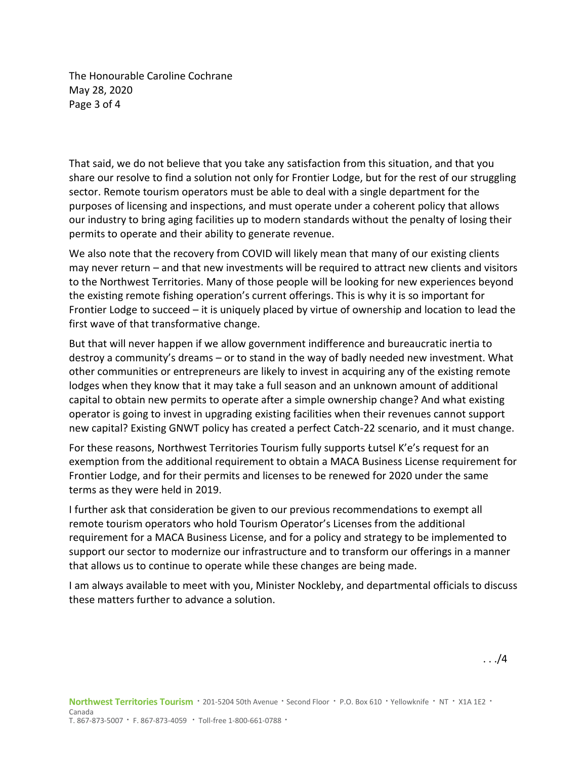That said, we do not believe that you take any satisfaction from this situation, and that you share our resolve to find a solution not only for Frontier Lodge, but for the rest of our struggling sector. Remote tourism operators must be able to deal with a single department for the purposes of licensing and inspections, and must operate under a coherent policy that allows our industry to bring aging facilities up to modern standards without the penalty of losing their permits to operate and their ability to generate revenue.

We also note that the recovery from COVID will likely mean that many of our existing clients may never return – and that new investments will be required to attract new clients and visitors to the Northwest Territories. Many of those people will be looking for new experiences beyond the existing remote fishing operation's current offerings. This is why it is so important for Frontier Lodge to succeed – it is uniquely placed by virtue of ownership and location to lead the first wave of that transformative change.

But that will never happen if we allow government indifference and bureaucratic inertia to destroy a community's dreams – or to stand in the way of badly needed new investment. What other communities or entrepreneurs are likely to invest in acquiring any of the existing remote lodges when they know that it may take a full season and an unknown amount of additional capital to obtain new permits to operate after a simple ownership change? And what existing operator is going to invest in upgrading existing facilities when their revenues cannot support new capital? Existing GNWT policy has created a perfect Catch-22 scenario, and it must change.

For these reasons, Northwest Territories Tourism fully supports Łutsel K'e's request for an exemption from the additional requirement to obtain a MACA Business License requirement for Frontier Lodge, and for their permits and licenses to be renewed for 2020 under the same terms as they were held in 2019.

I further ask that consideration be given to our previous recommendations to exempt all remote tourism operators who hold Tourism Operator's Licenses from the additional requirement for a MACA Business License, and for a policy and strategy to be implemented to support our sector to modernize our infrastructure and to transform our offerings in a manner that allows us to continue to operate while these changes are being made.

I am always available to meet with you, Minister Nockleby, and departmental officials to discuss these matters further to advance a solution.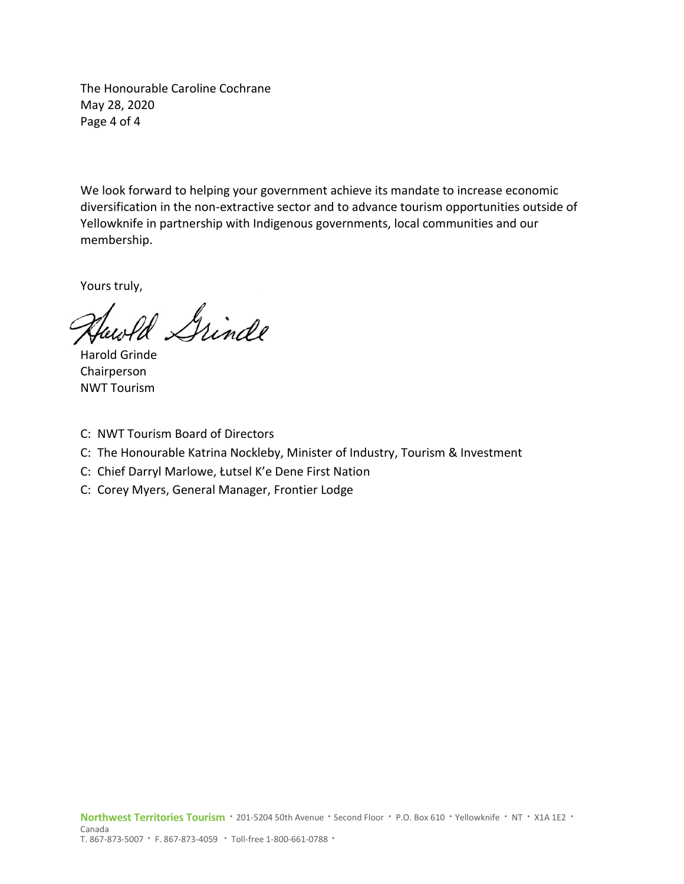We look forward to helping your government achieve its mandate to increase economic diversification in the non-extractive sector and to advance tourism opportunities outside of Yellowknife in partnership with Indigenous governments, local communities and our membership.

Yours truly,

Harold Grinde
Chairperson
NWT Tourism

C: NWT Tourism Board of Directors
C: The Honourable Katrina Nockleby, Minister of Industry, Tourism & Investment
C: Chief Darryl Marlowe, Łutsel K'e Dene First Nation
C: Corey Myers, General Manager, Frontier Lodge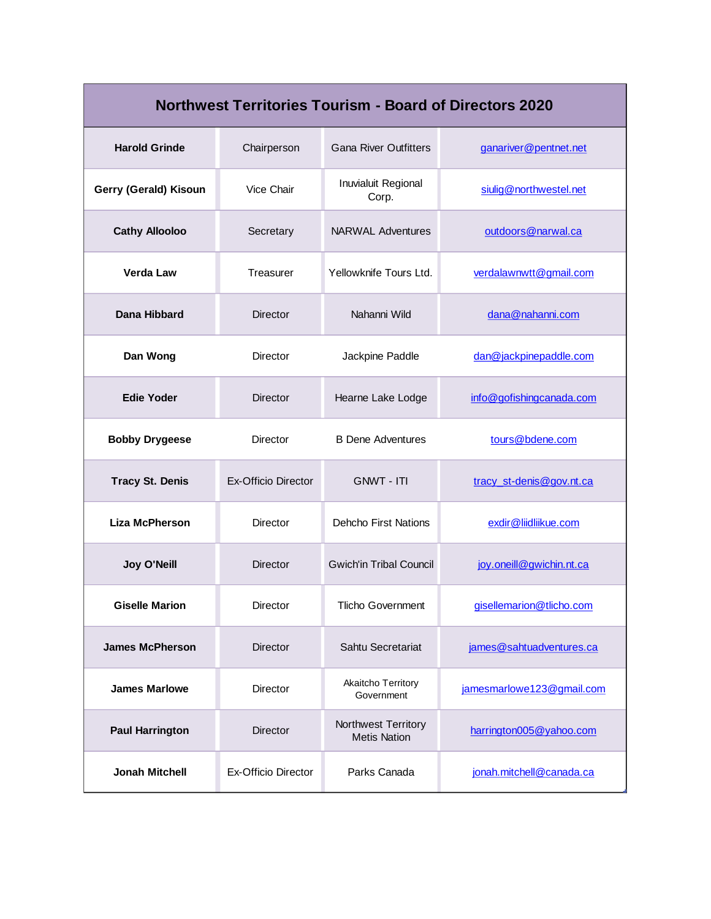| Northwest Territories Tourism - Board of Directors 2020 | | | |
|---|---|---|---|
| **Harold Grinde** | Chairperson | Gana River Outfitters | ganariver@pentnet.net |
| **Gerry (Gerald) Kisoun** | Vice Chair | Inuvialuit Regional Corp. | siulig@northwestel.net |
| **Cathy Allooloo** | Secretary | NARWAL Adventures | outdoors@narwal.ca |
| **Verda Law** | Treasurer | Yellowknife Tours Ltd. | verdalawnwtt@gmail.com |
| **Dana Hibbard** | Director | Nahanni Wild | dana@nahanni.com |
| **Dan Wong** | Director | Jackpine Paddle | dan@jackpinepaddle.com |
| **Edie Yoder** | Director | Hearne Lake Lodge | info@gofishingcanada.com |
| **Bobby Drygeese** | Director | B Dene Adventures | tours@bdene.com |
| **Tracy St. Denis** | Ex-Officio Director | GNWT - ITI | tracy_st-denis@gov.nt.ca |
| **Liza McPherson** | Director | Dehcho First Nations | exdir@liidliikue.com |
| **Joy O'Neill** | Director | Gwich'in Tribal Council | joy.oneill@gwichin.nt.ca |
| **Giselle Marion** | Director | Tlicho Government | gisellemarion@tlicho.com |
| **James McPherson** | Director | Sahtu Secretariat | james@sahtuadventures.ca |
| **James Marlowe** | Director | Akaitcho Territory Government | jamesmarlowe123@gmail.com |
| **Paul Harrington** | Director | Northwest Territory Metis Nation | harrington005@yahoo.com |
| **Jonah Mitchell** | Ex-Officio Director | Parks Canada | jonah.mitchell@canada.ca |